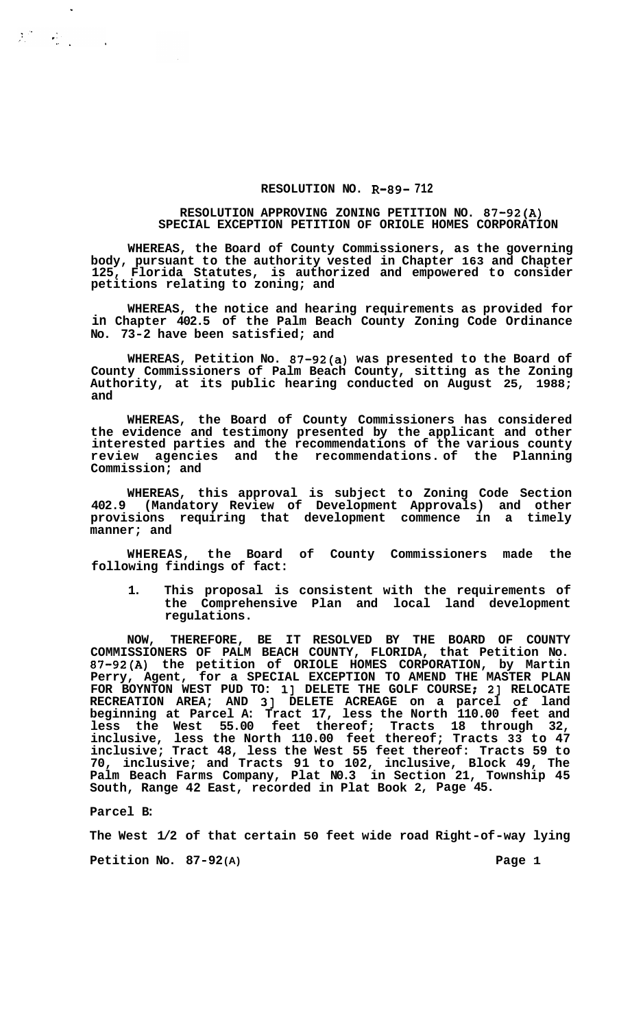**RESOLUTION NO. R-89- 712**

**RESOLUTION APPROVING ZONING PETITION NO. 87-92(A) SPECIAL EXCEPTION PETITION OF ORIOLE HOMES CORPORATION**

**WHEREAS, the Board of County Commissioners, as the governing body, pursuant to the authority vested in Chapter 163 and Chapter 125, Florida Statutes, is authorized and empowered to consider petitions relating to zoning; and**

**WHEREAS, the notice and hearing requirements as provided for in Chapter 402.5 of the Palm Beach County Zoning Code Ordinance No. 73-2 have been satisfied; and**

**WHEREAS, Petition No. 87-92(a) was presented to the Board of County Commissioners of Palm Beach County, sitting as the Zoning Authority, at its public hearing conducted on August 25, 1988; and**

**WHEREAS, the Board of County Commissioners has considered the evidence and testimony presented by the applicant and other interested parties and the recommendations of the various county review agencies and the recommendations of the Planning Commission; and**

**WHEREAS, this approval is subject to Zoning Code Section 402.9 (Mandatory Review of Development Approvals) and other provisions requiring that development commence in a timely manner; and**

**WHEREAS, the Board of County Commissioners made the following findings of fact:**

1. **This proposal is consistent with the requirements of the Comprehensive Plan and local land development regulations.**

**NOW, THEREFORE, BE IT RESOLVED BY THE BOARD OF COUNTY COMMISSIONERS OF PALM BEACH COUNTY, FLORIDA, that Petition No. 87-92(A) the petition of ORIOLE HOMES CORPORATION, by Martin Perry, Agent, for a SPECIAL EXCEPTION TO AMEND THE MASTER PLAN FOR BOYNTON WEST PUD TO: 1] DELETE THE GOLF COURSE; 2] RELOCATE RECREATION AREA; AND 3] DELETE ACREAGE on a parcel of land beginning at Parcel A: Tract 17, less the North 110.00 feet and less the West 55.00 feet thereof; Tracts 18 through 32, inclusive, less the North 110.00 feet thereof; Tracts 33 to 47 inclusive; Tract 48, less the West 55 feet thereof: Tracts 59 to 70, inclusive; and Tracts 91 to 102, inclusive, Block 49, The Palm Beach Farms Company, Plat N0.3 in Section 21, Township 45 South, Range 42 East, recorded in Plat Book 2, Page 45.**

**Parcel B:**

**The West 1/2 of that certain 50 feet wide road Right-of-way lying**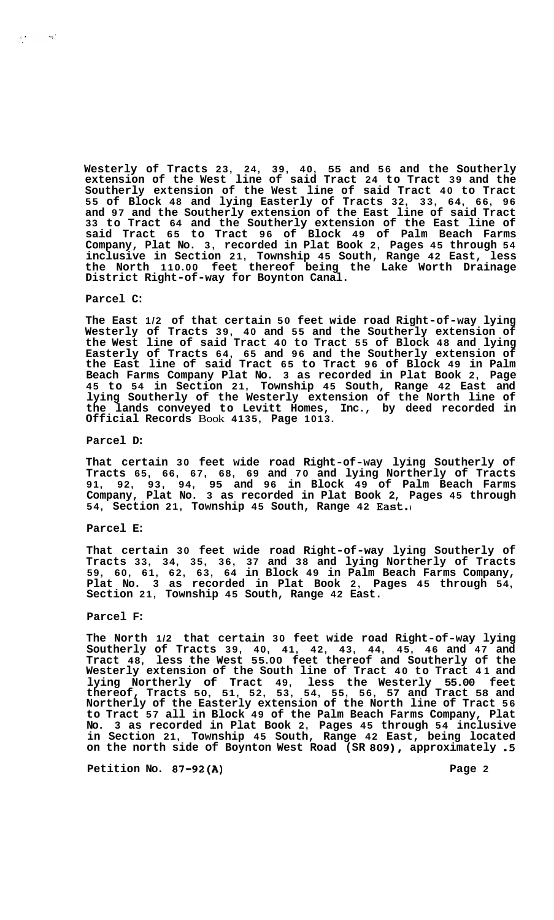Westerly of Tracts 23, 24, 39, 40, 55 and 56 and the Southerly extension of the West line of said Tract 24 to Tract 39 and the Southerly extension of the West line of said Tract 40 to Tract 55 of Block 48 and lying Easterly of Tracts 32, 33, 64, 66, 96 and 97 and the Southerly extension of the East line of said Tract 33 to Tract 64 and the Southerly extension of the East line of said Tract 65 to Tract 96 of Block 49 of Palm Beach Farms Company, Plat No. 3, recorded in Plat Book 2, Pages 45 through 54 inclusive in Section 21, Township 45 South, Range 42 East, less the North 110.00 feet thereof being the Lake Worth Drainage District Right-of-way for Boynton Canal.

**Parcel C:**

The East 1/2 of that certain 50 feet wide road Right-of-way lying Westerly of Tracts 39, 40 and 55 and the Southerly extension of the West line of said Tract 40 to Tract 55 of Block 48 and lying Easterly of Tracts 64, 65 and 96 and the Southerly extension of the East line of said Tract 65 to Tract 96 of Block 49 in Palm Beach Farms Company Plat No. 3 as recorded in Plat Book 2, Page 45 to 54 in Section 21, Township 45 South, Range 42 East and lying Southerly of the Westerly extension of the North line of the lands conveyed to Levitt Homes, Inc., by deed recorded in Official Records Book 4135, Page 1013.

**Parcel D:**

That certain 30 feet wide road Right-of-way lying Southerly of Tracts 65, 66, 67, 68, 69 and 70 and lying Northerly of Tracts 91, 92, 93, 94, 95 and 96 in Block 49 of Palm Beach Farms Company, Plat No. 3 as recorded in Plat Book 2, Pages 45 through 54, Section 21, Township 45 South, Range 42 East.

**Parcel E:**

That certain 30 feet wide road Right-of-way lying Southerly of Tracts 33, 34, 35, 36, 37 and 38 and lying Northerly of Tracts 59, 60, 61, 62, 63, 64 in Block 49 in Palm Beach Farms Company, Plat No. 3 as recorded in Plat Book 2, Pages 45 through 54, Section 21, Township 45 South, Range 42 East.

**Parcel F:**

The North 1/2 that certain 30 feet wide road Right-of-way lying Southerly of Tracts 39, 40, 41, 42, 43, 44, 45, 46 and 47 and Tract 48, less the West 55.00 feet thereof and Southerly of the Westerly extension of the South line of Tract 40 to Tract 41 and lying Northerly of Tract 49, less the Westerly 55.00 feet thereof, Tracts 50, 51, 52, 53, 54, 55, 56, 57 and Tract 58 and Northerly of the Easterly extension of the North line of Tract 56 to Tract 57 all in Block 49 of the Palm Beach Farms Company, Plat No. 3 as recorded in Plat Book 2, Pages 45 through 54 inclusive in Section 21, Township 45 South, Range 42 East, being located on the north side of Boynton West Road (SR 809), approximately .5

Petition No. 87-92(A)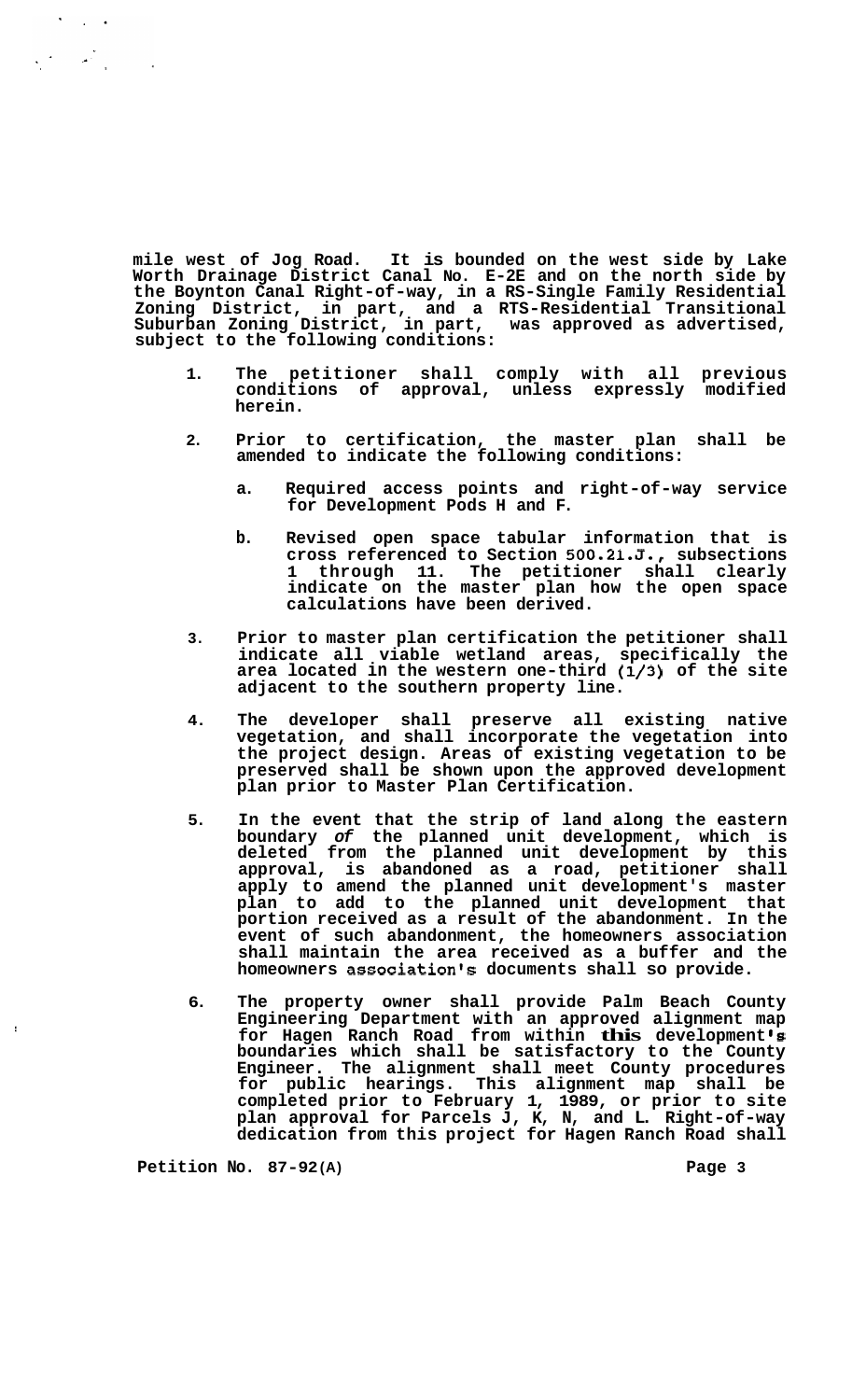**mile west of Jog Road. It is bounded on the west side by Lake Worth Drainage District Canal No. E-2E and on the north side by the Boynton Canal Right-of-way, in a RS-Single Family Residential Zoning District, in part, and a RTS-Residential Transitional Suburban Zoning District, in part, was approved as advertised, subject to the following conditions:**

1. **The petitioner shall comply with all previous conditions of approval, unless expressly modified herein.**

2. **Prior to certification, the master plan shall be amended to indicate the following conditions:**

   a. **Required access points and right-of-way service for Development Pods H and F.**

   b. **Revised open space tabular information that is cross referenced to Section 500.21.J., subsections 1 through 11. The petitioner shall clearly indicate on the master plan how the open space calculations have been derived.**

3. **Prior to master plan certification the petitioner shall indicate all viable wetland areas, specifically the area located in the western one-third (1/3) of the site adjacent to the southern property line.**

4. **The developer shall preserve all existing native vegetation, and shall incorporate the vegetation into the project design. Areas of existing vegetation to be preserved shall be shown upon the approved development plan prior to Master Plan Certification.**

5. **In the event that the strip of land along the eastern boundary *of* the planned unit development, which is deleted from the planned unit development by this approval, is abandoned as a road, petitioner shall apply to amend the planned unit development's master plan to add to the planned unit development that portion received as a result of the abandonment. In the event of such abandonment, the homeowners association shall maintain the area received as a buffer and the homeowners association's documents shall so provide.**

6. **The property owner shall provide Palm Beach County Engineering Department with an approved alignment map for Hagen Ranch Road from within this development's boundaries which shall be satisfactory to the County Engineer. The alignment shall meet County procedures for public hearings. This alignment map shall be completed prior to February 1, 1989, or prior to site plan approval for Parcels J, K, N, and L. Right-of-way dedication from this project for Hagen Ranch Road shall**

**Petition No. 87-92(A)**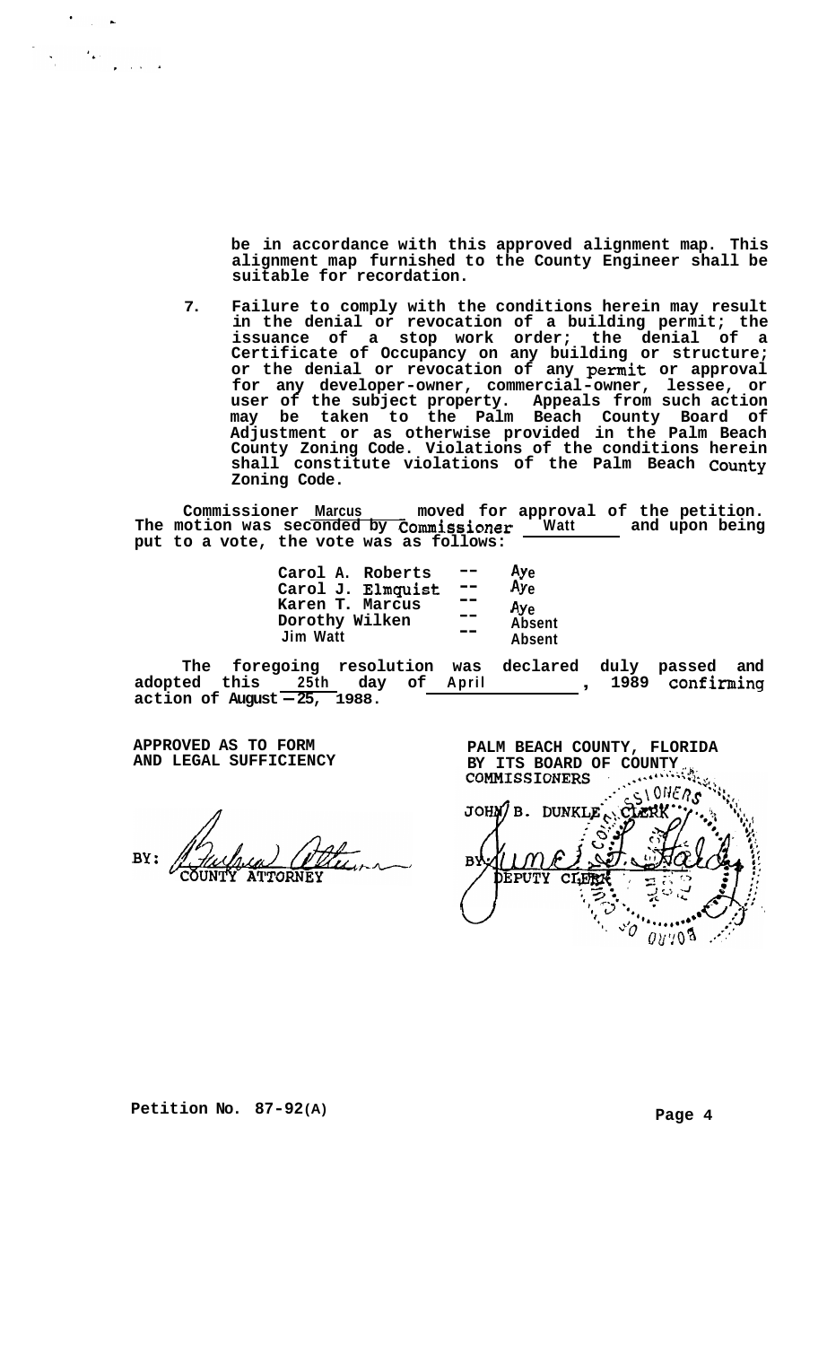be in accordance with this approved alignment map. This alignment map furnished to the County Engineer shall be suitable for recordation.

7. Failure to comply with the conditions herein may result in the denial or revocation of a building permit; the issuance of a stop work order; the denial of a Certificate of Occupancy on any building or structure; or the denial or revocation of any permit or approval for any developer-owner, commercial-owner, lessee, or user of the subject property. Appeals from such action may be taken to the Palm Beach County Board of Adjustment or as otherwise provided in the Palm Beach County Zoning Code. Violations of the conditions herein shall constitute violations of the Palm Beach County Zoning Code.

Commissioner Marcus moved for approval of the petition. The motion was seconded by Commissioner Watt and upon being put to a vote, the vote was as follows:

| | | |
|---|---|---|
| Carol A. Roberts | -- | Aye |
| Carol J. Elmquist | -- | Aye |
| Karen T. Marcus | -- | Aye |
| Dorothy Wilken | -- | Absent |
| Jim Watt | -- | Absent |

The foregoing resolution was declared duly passed and adopted this 25th day of April, 1989 confirming action of August 25, 1988.

APPROVED AS TO FORM AND LEGAL SUFFICIENCY

BY: COUNTY ATTORNEY

PALM BEACH COUNTY, FLORIDA BY ITS BOARD OF COUNTY COMMISSIONERS

JOHN B. DUNKLE, CLERK

BY: DEPUTY CLERK

Petition No. 87-92(A)